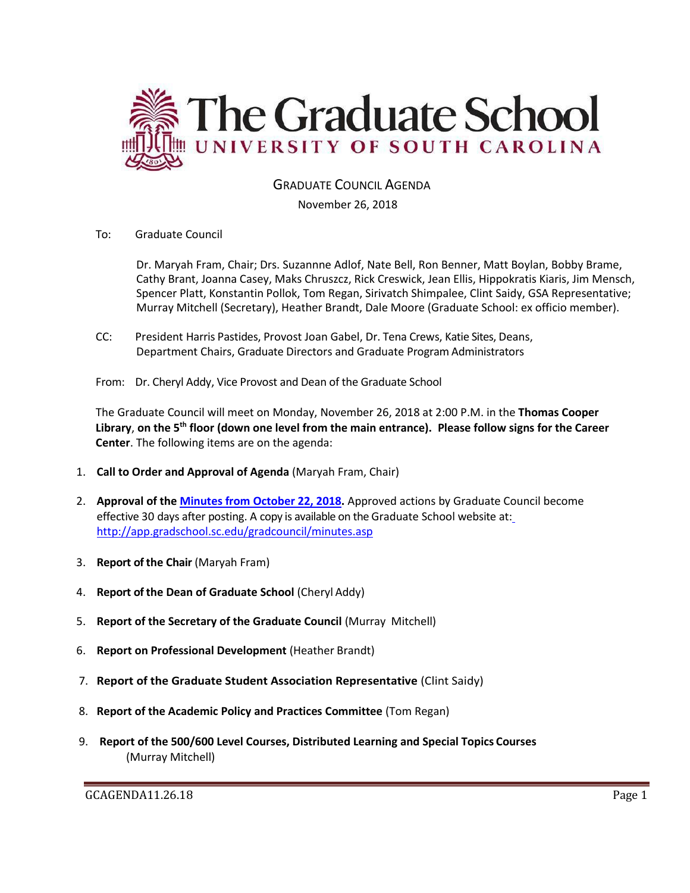# The Graduate School

## UNIVERSITY OF SOUTH CAROLINA

### GRADUATE COUNCIL AGENDA

November 26, 2018

To: Graduate Council

Dr. Maryah Fram, Chair; Drs. Suzannne Adlof, Nate Bell, Ron Benner, Matt Boylan, Bobby Brame, Cathy Brant, Joanna Casey, Maks Chruszcz, Rick Creswick, Jean Ellis, Hippokratis Kiaris, Jim Mensch, Spencer Platt, Konstantin Pollok, Tom Regan, Sirivatch Shimpalee, Clint Saidy, GSA Representative; Murray Mitchell (Secretary), Heather Brandt, Dale Moore (Graduate School: ex officio member).

CC: President Harris Pastides, Provost Joan Gabel, Dr. Tena Crews, Katie Sites, Deans, Department Chairs, Graduate Directors and Graduate Program Administrators

From: Dr. Cheryl Addy, Vice Provost and Dean of the Graduate School

The Graduate Council will meet on Monday, November 26, 2018 at 2:00 P.M. in the **Thomas Cooper Library**, **on the 5th floor (down one level from the main entrance). Please follow signs for the Career Center**. The following items are on the agenda:

1. **Call to Order and Approval of Agenda** (Maryah Fram, Chair)
2. **Approval of the Minutes from October 22, 2018.** Approved actions by Graduate Council become effective 30 days after posting. A copy is available on the Graduate School website at: http://app.gradschool.sc.edu/gradcouncil/minutes.asp
3. **Report of the Chair** (Maryah Fram)
4. **Report of the Dean of Graduate School** (Cheryl Addy)
5. **Report of the Secretary of the Graduate Council** (Murray Mitchell)
6. **Report on Professional Development** (Heather Brandt)
7. **Report of the Graduate Student Association Representative** (Clint Saidy)
8. **Report of the Academic Policy and Practices Committee** (Tom Regan)
9. **Report of the 500/600 Level Courses, Distributed Learning and Special Topics Courses** (Murray Mitchell)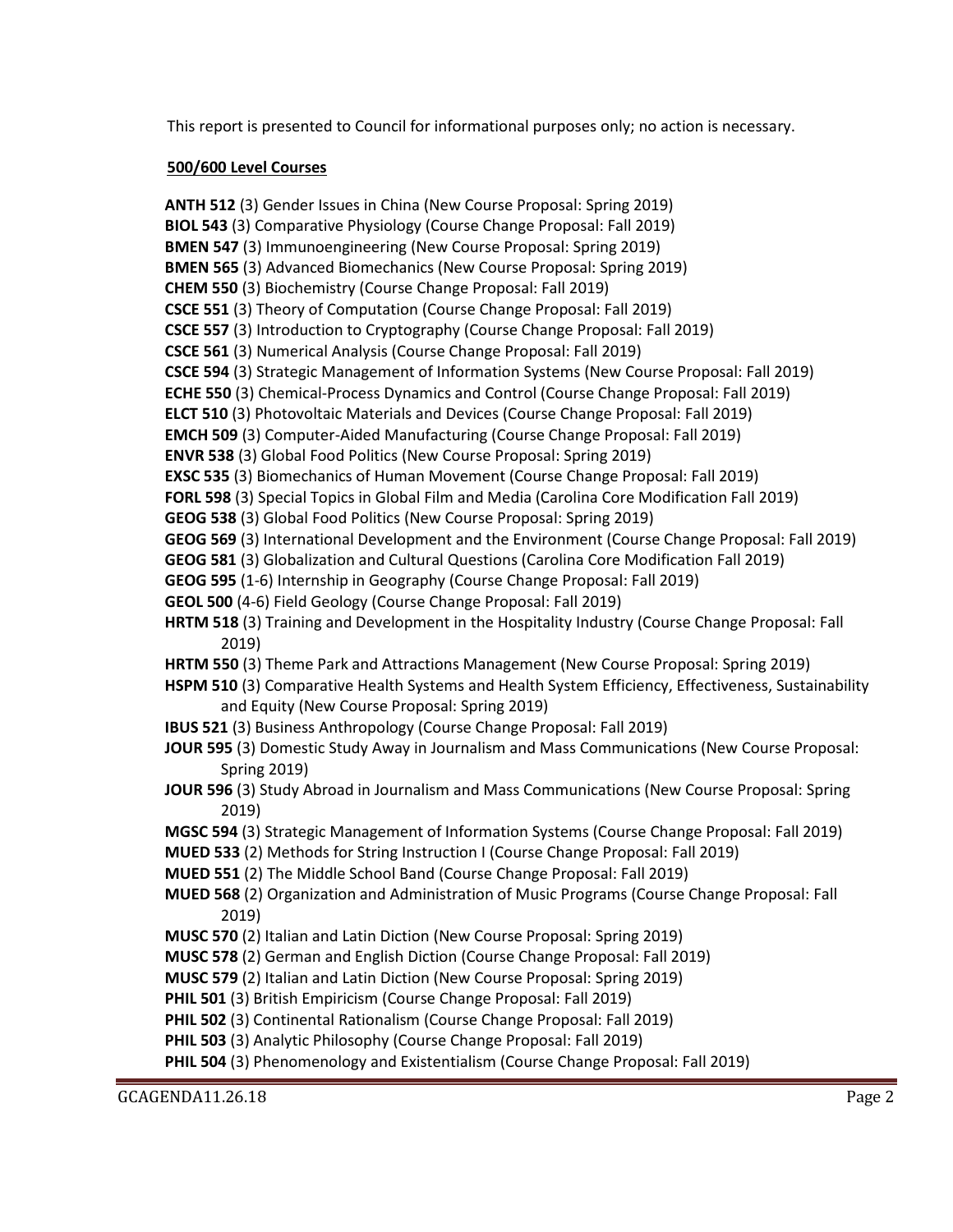This report is presented to Council for informational purposes only; no action is necessary.

**500/600 Level Courses**

**ANTH 512** (3) Gender Issues in China (New Course Proposal: Spring 2019)
**BIOL 543** (3) Comparative Physiology (Course Change Proposal: Fall 2019)
**BMEN 547** (3) Immunoengineering (New Course Proposal: Spring 2019)
**BMEN 565** (3) Advanced Biomechanics (New Course Proposal: Spring 2019)
**CHEM 550** (3) Biochemistry (Course Change Proposal: Fall 2019)
**CSCE 551** (3) Theory of Computation (Course Change Proposal: Fall 2019)
**CSCE 557** (3) Introduction to Cryptography (Course Change Proposal: Fall 2019)
**CSCE 561** (3) Numerical Analysis (Course Change Proposal: Fall 2019)
**CSCE 594** (3) Strategic Management of Information Systems (New Course Proposal: Fall 2019)
**ECHE 550** (3) Chemical-Process Dynamics and Control (Course Change Proposal: Fall 2019)
**ELCT 510** (3) Photovoltaic Materials and Devices (Course Change Proposal: Fall 2019)
**EMCH 509** (3) Computer-Aided Manufacturing (Course Change Proposal: Fall 2019)
**ENVR 538** (3) Global Food Politics (New Course Proposal: Spring 2019)
**EXSC 535** (3) Biomechanics of Human Movement (Course Change Proposal: Fall 2019)
**FORL 598** (3) Special Topics in Global Film and Media (Carolina Core Modification Fall 2019)
**GEOG 538** (3) Global Food Politics (New Course Proposal: Spring 2019)
**GEOG 569** (3) International Development and the Environment (Course Change Proposal: Fall 2019)
**GEOG 581** (3) Globalization and Cultural Questions (Carolina Core Modification Fall 2019)
**GEOG 595** (1-6) Internship in Geography (Course Change Proposal: Fall 2019)
**GEOL 500** (4-6) Field Geology (Course Change Proposal: Fall 2019)
**HRTM 518** (3) Training and Development in the Hospitality Industry (Course Change Proposal: Fall 2019)
**HRTM 550** (3) Theme Park and Attractions Management (New Course Proposal: Spring 2019)
**HSPM 510** (3) Comparative Health Systems and Health System Efficiency, Effectiveness, Sustainability and Equity (New Course Proposal: Spring 2019)
**IBUS 521** (3) Business Anthropology (Course Change Proposal: Fall 2019)
**JOUR 595** (3) Domestic Study Away in Journalism and Mass Communications (New Course Proposal: Spring 2019)
**JOUR 596** (3) Study Abroad in Journalism and Mass Communications (New Course Proposal: Spring 2019)
**MGSC 594** (3) Strategic Management of Information Systems (Course Change Proposal: Fall 2019)
**MUED 533** (2) Methods for String Instruction I (Course Change Proposal: Fall 2019)
**MUED 551** (2) The Middle School Band (Course Change Proposal: Fall 2019)
**MUED 568** (2) Organization and Administration of Music Programs (Course Change Proposal: Fall 2019)
**MUSC 570** (2) Italian and Latin Diction (New Course Proposal: Spring 2019)
**MUSC 578** (2) German and English Diction (Course Change Proposal: Fall 2019)
**MUSC 579** (2) Italian and Latin Diction (New Course Proposal: Spring 2019)
**PHIL 501** (3) British Empiricism (Course Change Proposal: Fall 2019)
**PHIL 502** (3) Continental Rationalism (Course Change Proposal: Fall 2019)
**PHIL 503** (3) Analytic Philosophy (Course Change Proposal: Fall 2019)
**PHIL 504** (3) Phenomenology and Existentialism (Course Change Proposal: Fall 2019)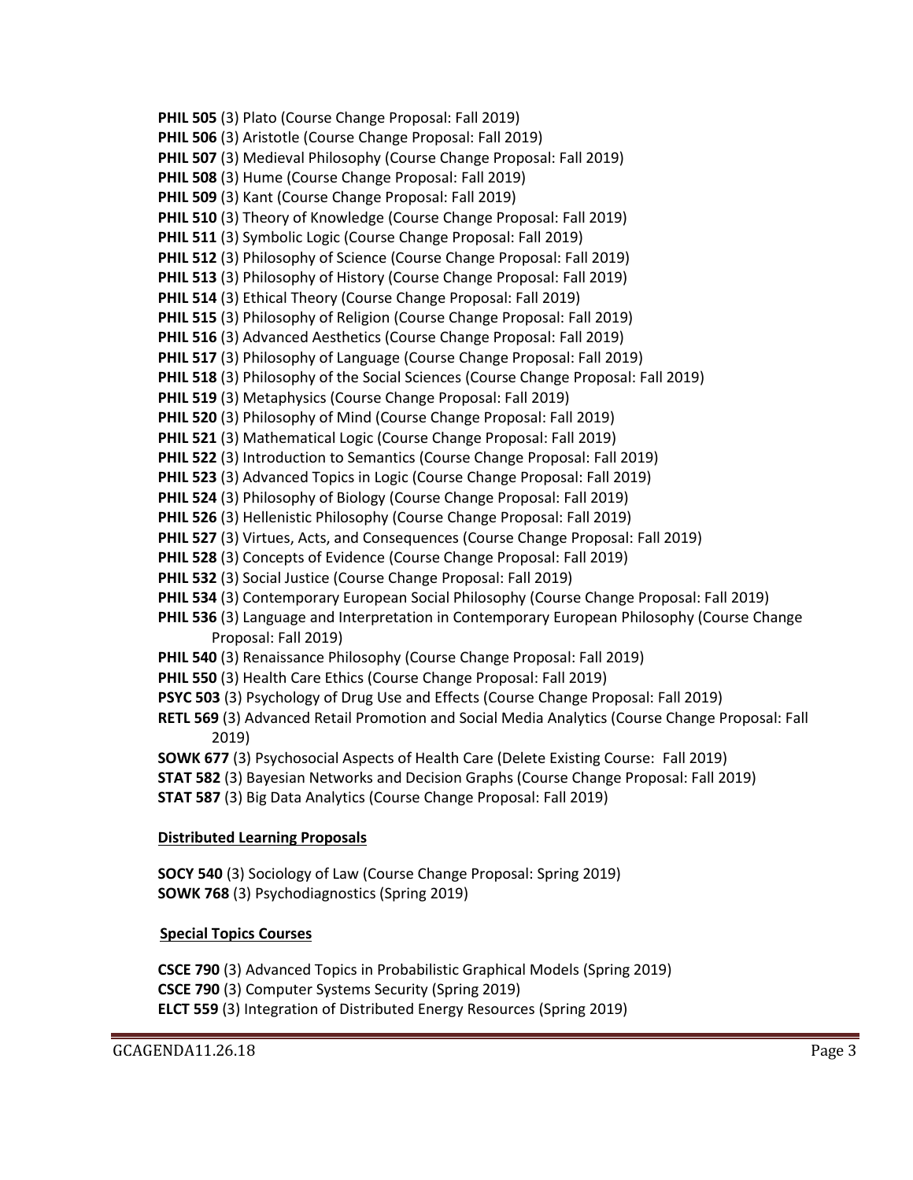**PHIL 505** (3) Plato (Course Change Proposal: Fall 2019)
**PHIL 506** (3) Aristotle (Course Change Proposal: Fall 2019)
**PHIL 507** (3) Medieval Philosophy (Course Change Proposal: Fall 2019)
**PHIL 508** (3) Hume (Course Change Proposal: Fall 2019)
**PHIL 509** (3) Kant (Course Change Proposal: Fall 2019)
**PHIL 510** (3) Theory of Knowledge (Course Change Proposal: Fall 2019)
**PHIL 511** (3) Symbolic Logic (Course Change Proposal: Fall 2019)
**PHIL 512** (3) Philosophy of Science (Course Change Proposal: Fall 2019)
**PHIL 513** (3) Philosophy of History (Course Change Proposal: Fall 2019)
**PHIL 514** (3) Ethical Theory (Course Change Proposal: Fall 2019)
**PHIL 515** (3) Philosophy of Religion (Course Change Proposal: Fall 2019)
**PHIL 516** (3) Advanced Aesthetics (Course Change Proposal: Fall 2019)
**PHIL 517** (3) Philosophy of Language (Course Change Proposal: Fall 2019)
**PHIL 518** (3) Philosophy of the Social Sciences (Course Change Proposal: Fall 2019)
**PHIL 519** (3) Metaphysics (Course Change Proposal: Fall 2019)
**PHIL 520** (3) Philosophy of Mind (Course Change Proposal: Fall 2019)
**PHIL 521** (3) Mathematical Logic (Course Change Proposal: Fall 2019)
**PHIL 522** (3) Introduction to Semantics (Course Change Proposal: Fall 2019)
**PHIL 523** (3) Advanced Topics in Logic (Course Change Proposal: Fall 2019)
**PHIL 524** (3) Philosophy of Biology (Course Change Proposal: Fall 2019)
**PHIL 526** (3) Hellenistic Philosophy (Course Change Proposal: Fall 2019)
**PHIL 527** (3) Virtues, Acts, and Consequences (Course Change Proposal: Fall 2019)
**PHIL 528** (3) Concepts of Evidence (Course Change Proposal: Fall 2019)
**PHIL 532** (3) Social Justice (Course Change Proposal: Fall 2019)
**PHIL 534** (3) Contemporary European Social Philosophy (Course Change Proposal: Fall 2019)
**PHIL 536** (3) Language and Interpretation in Contemporary European Philosophy (Course Change Proposal: Fall 2019)
**PHIL 540** (3) Renaissance Philosophy (Course Change Proposal: Fall 2019)
**PHIL 550** (3) Health Care Ethics (Course Change Proposal: Fall 2019)
**PSYC 503** (3) Psychology of Drug Use and Effects (Course Change Proposal: Fall 2019)
**RETL 569** (3) Advanced Retail Promotion and Social Media Analytics (Course Change Proposal: Fall 2019)
**SOWK 677** (3) Psychosocial Aspects of Health Care (Delete Existing Course: Fall 2019)
**STAT 582** (3) Bayesian Networks and Decision Graphs (Course Change Proposal: Fall 2019)
**STAT 587** (3) Big Data Analytics (Course Change Proposal: Fall 2019)

**Distributed Learning Proposals**

**SOCY 540** (3) Sociology of Law (Course Change Proposal: Spring 2019)
**SOWK 768** (3) Psychodiagnostics (Spring 2019)

**Special Topics Courses**

**CSCE 790** (3) Advanced Topics in Probabilistic Graphical Models (Spring 2019)
**CSCE 790** (3) Computer Systems Security (Spring 2019)
**ELCT 559** (3) Integration of Distributed Energy Resources (Spring 2019)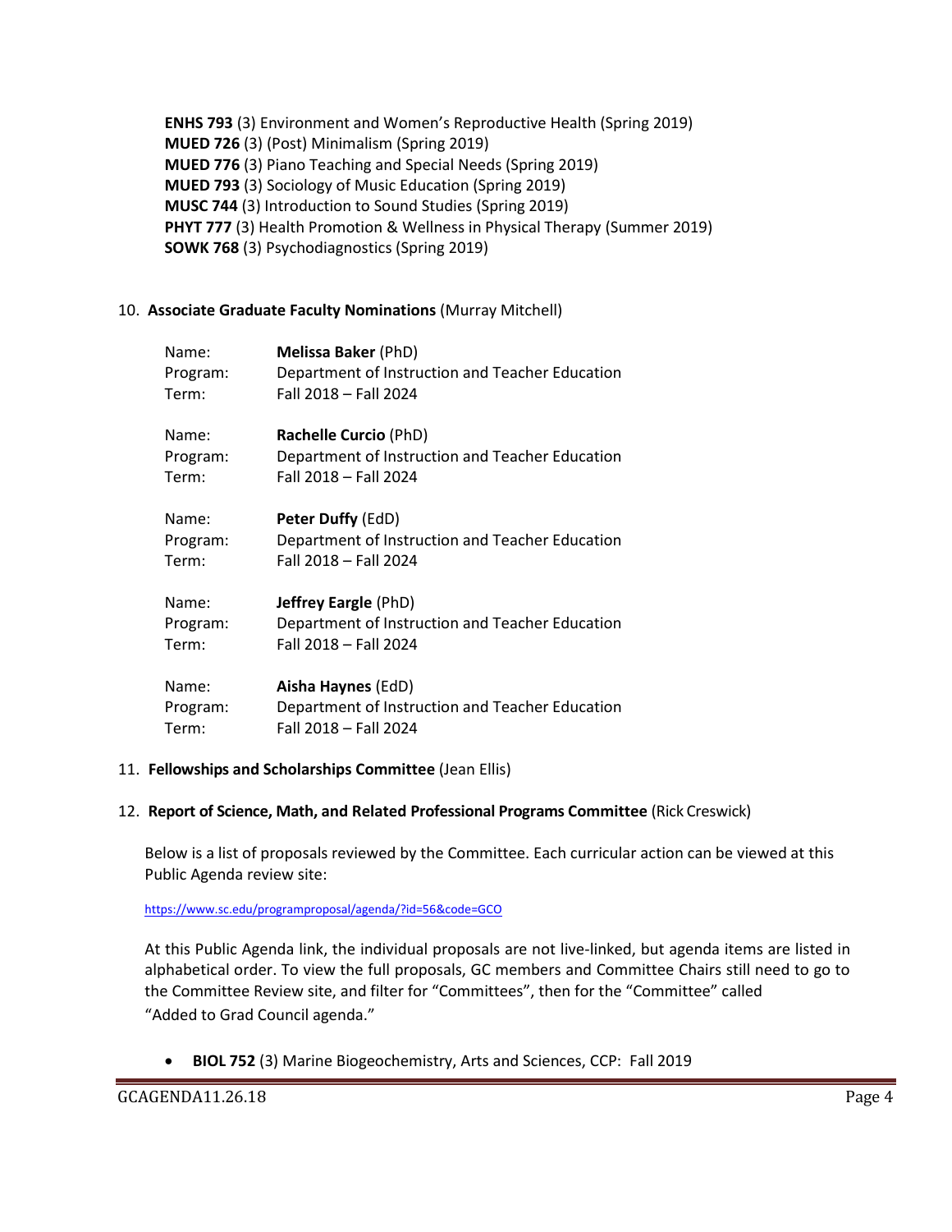**ENHS 793** (3) Environment and Women's Reproductive Health (Spring 2019)
**MUED 726** (3) (Post) Minimalism (Spring 2019)
**MUED 776** (3) Piano Teaching and Special Needs (Spring 2019)
**MUED 793** (3) Sociology of Music Education (Spring 2019)
**MUSC 744** (3) Introduction to Sound Studies (Spring 2019)
**PHYT 777** (3) Health Promotion & Wellness in Physical Therapy (Summer 2019)
**SOWK 768** (3) Psychodiagnostics (Spring 2019)

10. **Associate Graduate Faculty Nominations** (Murray Mitchell)

Name: **Melissa Baker** (PhD)
Program: Department of Instruction and Teacher Education
Term: Fall 2018 – Fall 2024

Name: **Rachelle Curcio** (PhD)
Program: Department of Instruction and Teacher Education
Term: Fall 2018 – Fall 2024

Name: **Peter Duffy** (EdD)
Program: Department of Instruction and Teacher Education
Term: Fall 2018 – Fall 2024

Name: **Jeffrey Eargle** (PhD)
Program: Department of Instruction and Teacher Education
Term: Fall 2018 – Fall 2024

Name: **Aisha Haynes** (EdD)
Program: Department of Instruction and Teacher Education
Term: Fall 2018 – Fall 2024

11. **Fellowships and Scholarships Committee** (Jean Ellis)

12. **Report of Science, Math, and Related Professional Programs Committee** (Rick Creswick)

Below is a list of proposals reviewed by the Committee. Each curricular action can be viewed at this Public Agenda review site:

https://www.sc.edu/programproposal/agenda/?id=56&code=GCO

At this Public Agenda link, the individual proposals are not live-linked, but agenda items are listed in alphabetical order. To view the full proposals, GC members and Committee Chairs still need to go to the Committee Review site, and filter for "Committees", then for the "Committee" called "Added to Grad Council agenda."

- **BIOL 752** (3) Marine Biogeochemistry, Arts and Sciences, CCP: Fall 2019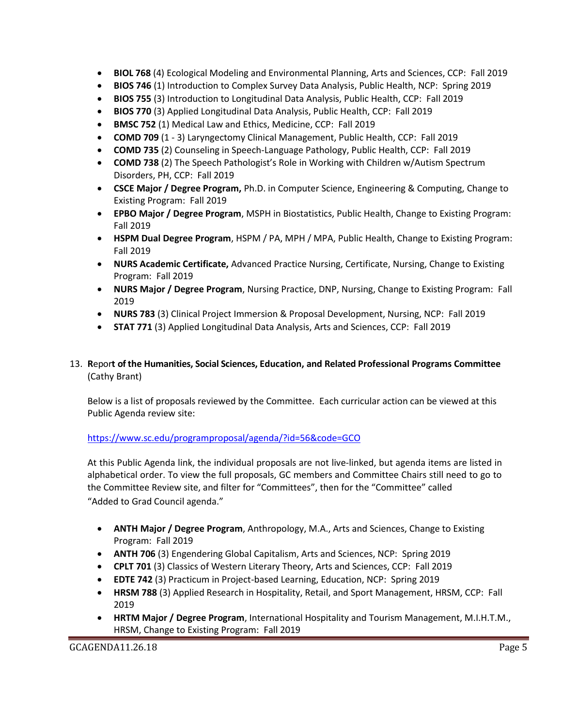- **BIOL 768** (4) Ecological Modeling and Environmental Planning, Arts and Sciences, CCP: Fall 2019
- **BIOS 746** (1) Introduction to Complex Survey Data Analysis, Public Health, NCP: Spring 2019
- **BIOS 755** (3) Introduction to Longitudinal Data Analysis, Public Health, CCP: Fall 2019
- **BIOS 770** (3) Applied Longitudinal Data Analysis, Public Health, CCP: Fall 2019
- **BMSC 752** (1) Medical Law and Ethics, Medicine, CCP: Fall 2019
- **COMD 709** (1 - 3) Laryngectomy Clinical Management, Public Health, CCP: Fall 2019
- **COMD 735** (2) Counseling in Speech-Language Pathology, Public Health, CCP: Fall 2019
- **COMD 738** (2) The Speech Pathologist's Role in Working with Children w/Autism Spectrum Disorders, PH, CCP: Fall 2019
- **CSCE Major / Degree Program,** Ph.D. in Computer Science, Engineering & Computing, Change to Existing Program: Fall 2019
- **EPBO Major / Degree Program**, MSPH in Biostatistics, Public Health, Change to Existing Program: Fall 2019
- **HSPM Dual Degree Program**, HSPM / PA, MPH / MPA, Public Health, Change to Existing Program: Fall 2019
- **NURS Academic Certificate,** Advanced Practice Nursing, Certificate, Nursing, Change to Existing Program: Fall 2019
- **NURS Major / Degree Program**, Nursing Practice, DNP, Nursing, Change to Existing Program: Fall 2019
- **NURS 783** (3) Clinical Project Immersion & Proposal Development, Nursing, NCP: Fall 2019
- **STAT 771** (3) Applied Longitudinal Data Analysis, Arts and Sciences, CCP: Fall 2019

13. **Report of the Humanities, Social Sciences, Education, and Related Professional Programs Committee** (Cathy Brant)

    Below is a list of proposals reviewed by the Committee. Each curricular action can be viewed at this Public Agenda review site:

    https://www.sc.edu/programproposal/agenda/?id=56&code=GCO

    At this Public Agenda link, the individual proposals are not live-linked, but agenda items are listed in alphabetical order. To view the full proposals, GC members and Committee Chairs still need to go to the Committee Review site, and filter for "Committees", then for the "Committee" called "Added to Grad Council agenda."

    - **ANTH Major / Degree Program**, Anthropology, M.A., Arts and Sciences, Change to Existing Program: Fall 2019
    - **ANTH 706** (3) Engendering Global Capitalism, Arts and Sciences, NCP: Spring 2019
    - **CPLT 701** (3) Classics of Western Literary Theory, Arts and Sciences, CCP: Fall 2019
    - **EDTE 742** (3) Practicum in Project-based Learning, Education, NCP: Spring 2019
    - **HRSM 788** (3) Applied Research in Hospitality, Retail, and Sport Management, HRSM, CCP: Fall 2019
    - **HRTM Major / Degree Program**, International Hospitality and Tourism Management, M.I.H.T.M., HRSM, Change to Existing Program: Fall 2019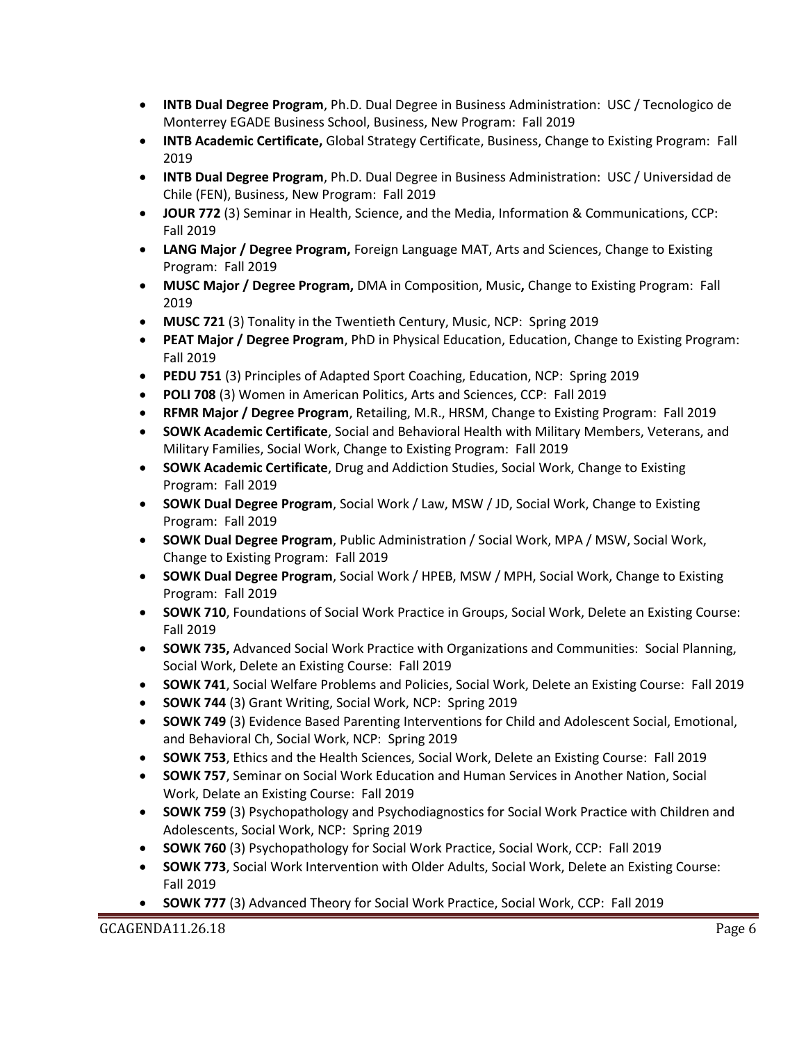- **INTB Dual Degree Program**, Ph.D. Dual Degree in Business Administration: USC / Tecnologico de Monterrey EGADE Business School, Business, New Program: Fall 2019
- **INTB Academic Certificate,** Global Strategy Certificate, Business, Change to Existing Program: Fall 2019
- **INTB Dual Degree Program**, Ph.D. Dual Degree in Business Administration: USC / Universidad de Chile (FEN), Business, New Program: Fall 2019
- **JOUR 772** (3) Seminar in Health, Science, and the Media, Information & Communications, CCP: Fall 2019
- **LANG Major / Degree Program,** Foreign Language MAT, Arts and Sciences, Change to Existing Program: Fall 2019
- **MUSC Major / Degree Program,** DMA in Composition, Music**,** Change to Existing Program: Fall 2019
- **MUSC 721** (3) Tonality in the Twentieth Century, Music, NCP: Spring 2019
- **PEAT Major / Degree Program**, PhD in Physical Education, Education, Change to Existing Program: Fall 2019
- **PEDU 751** (3) Principles of Adapted Sport Coaching, Education, NCP: Spring 2019
- **POLI 708** (3) Women in American Politics, Arts and Sciences, CCP: Fall 2019
- **RFMR Major / Degree Program**, Retailing, M.R., HRSM, Change to Existing Program: Fall 2019
- **SOWK Academic Certificate**, Social and Behavioral Health with Military Members, Veterans, and Military Families, Social Work, Change to Existing Program: Fall 2019
- **SOWK Academic Certificate**, Drug and Addiction Studies, Social Work, Change to Existing Program: Fall 2019
- **SOWK Dual Degree Program**, Social Work / Law, MSW / JD, Social Work, Change to Existing Program: Fall 2019
- **SOWK Dual Degree Program**, Public Administration / Social Work, MPA / MSW, Social Work, Change to Existing Program: Fall 2019
- **SOWK Dual Degree Program**, Social Work / HPEB, MSW / MPH, Social Work, Change to Existing Program: Fall 2019
- **SOWK 710**, Foundations of Social Work Practice in Groups, Social Work, Delete an Existing Course: Fall 2019
- **SOWK 735,** Advanced Social Work Practice with Organizations and Communities: Social Planning, Social Work, Delete an Existing Course: Fall 2019
- **SOWK 741**, Social Welfare Problems and Policies, Social Work, Delete an Existing Course: Fall 2019
- **SOWK 744** (3) Grant Writing, Social Work, NCP: Spring 2019
- **SOWK 749** (3) Evidence Based Parenting Interventions for Child and Adolescent Social, Emotional, and Behavioral Ch, Social Work, NCP: Spring 2019
- **SOWK 753**, Ethics and the Health Sciences, Social Work, Delete an Existing Course: Fall 2019
- **SOWK 757**, Seminar on Social Work Education and Human Services in Another Nation, Social Work, Delate an Existing Course: Fall 2019
- **SOWK 759** (3) Psychopathology and Psychodiagnostics for Social Work Practice with Children and Adolescents, Social Work, NCP: Spring 2019
- **SOWK 760** (3) Psychopathology for Social Work Practice, Social Work, CCP: Fall 2019
- **SOWK 773**, Social Work Intervention with Older Adults, Social Work, Delete an Existing Course: Fall 2019
- **SOWK 777** (3) Advanced Theory for Social Work Practice, Social Work, CCP: Fall 2019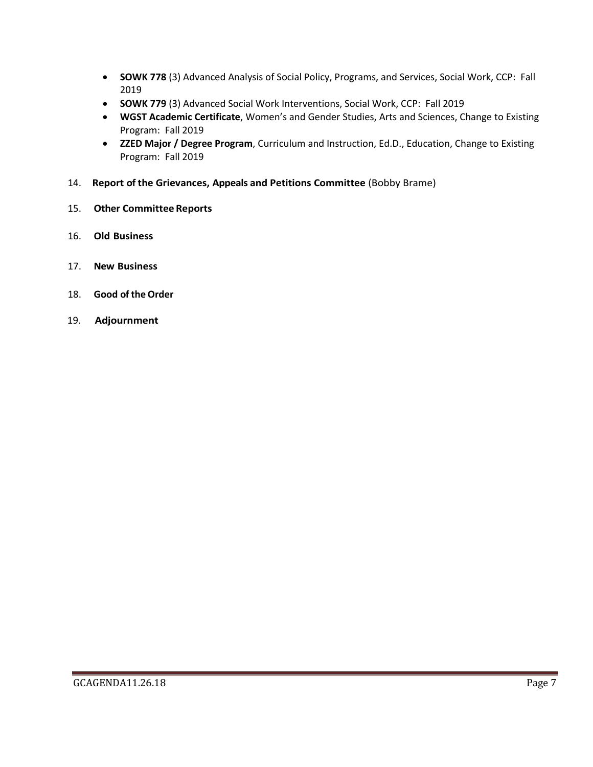- **SOWK 778** (3) Advanced Analysis of Social Policy, Programs, and Services, Social Work, CCP: Fall 2019
- **SOWK 779** (3) Advanced Social Work Interventions, Social Work, CCP: Fall 2019
- **WGST Academic Certificate**, Women's and Gender Studies, Arts and Sciences, Change to Existing Program: Fall 2019
- **ZZED Major / Degree Program**, Curriculum and Instruction, Ed.D., Education, Change to Existing Program: Fall 2019

14. **Report of the Grievances, Appeals and Petitions Committee** (Bobby Brame)

15. **Other Committee Reports**

16. **Old Business**

17. **New Business**

18. **Good of the Order**

19. **Adjournment**